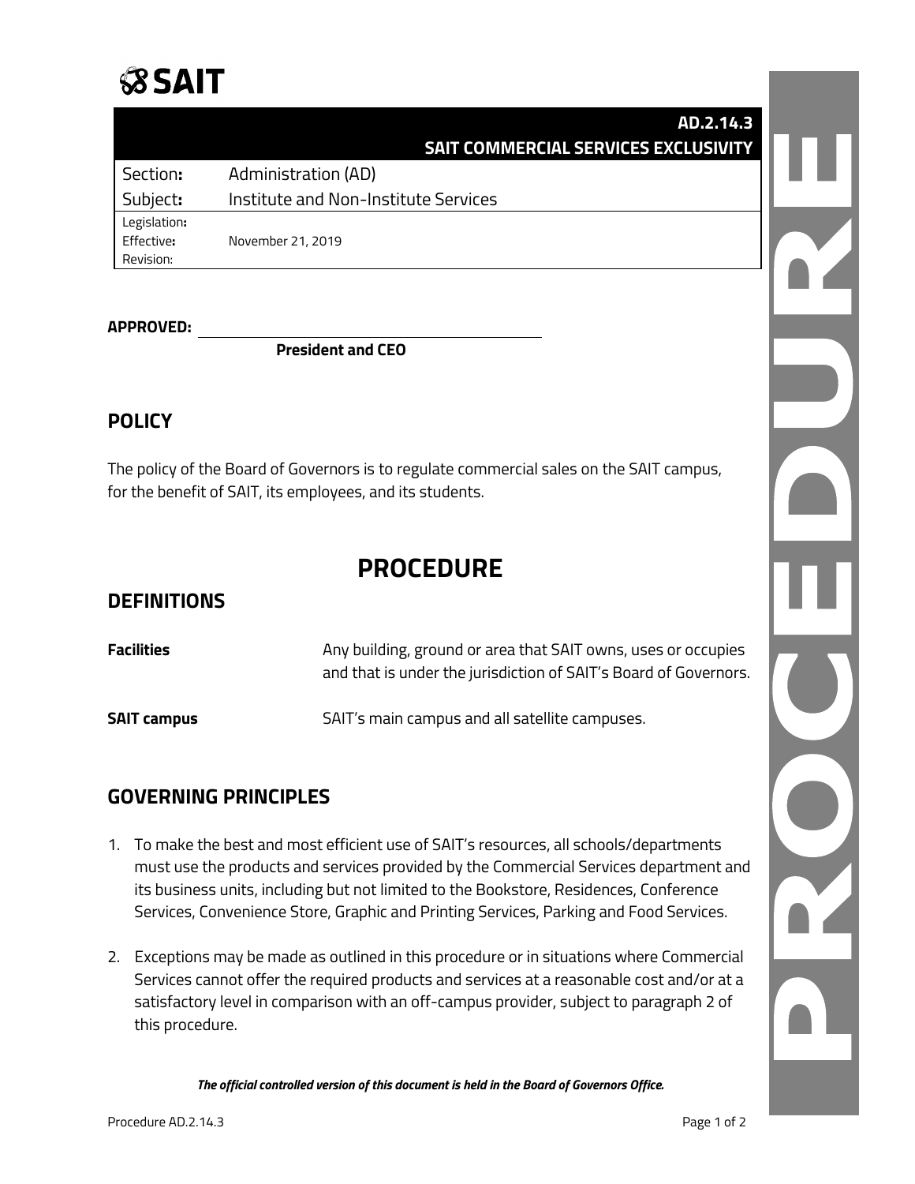# SAIT

**AD.2.14.3**
**SAIT COMMERCIAL SERVICES EXCLUSIVITY**

| | |
|---|---|
| Section: | Administration (AD) |
| Subject: | Institute and Non-Institute Services |
| Legislation: | |
| Effective: | November 21, 2019 |
| Revision: | |

**APPROVED:** ______________________________
**President and CEO**

## POLICY

The policy of the Board of Governors is to regulate commercial sales on the SAIT campus, for the benefit of SAIT, its employees, and its students.

# PROCEDURE

## DEFINITIONS

| | |
|---|---|
| **Facilities** | Any building, ground or area that SAIT owns, uses or occupies and that is under the jurisdiction of SAIT's Board of Governors. |
| **SAIT campus** | SAIT's main campus and all satellite campuses. |

## GOVERNING PRINCIPLES

1. To make the best and most efficient use of SAIT's resources, all schools/departments must use the products and services provided by the Commercial Services department and its business units, including but not limited to the Bookstore, Residences, Conference Services, Convenience Store, Graphic and Printing Services, Parking and Food Services.

2. Exceptions may be made as outlined in this procedure or in situations where Commercial Services cannot offer the required products and services at a reasonable cost and/or at a satisfactory level in comparison with an off-campus provider, subject to paragraph 2 of this procedure.

*The official controlled version of this document is held in the Board of Governors Office.*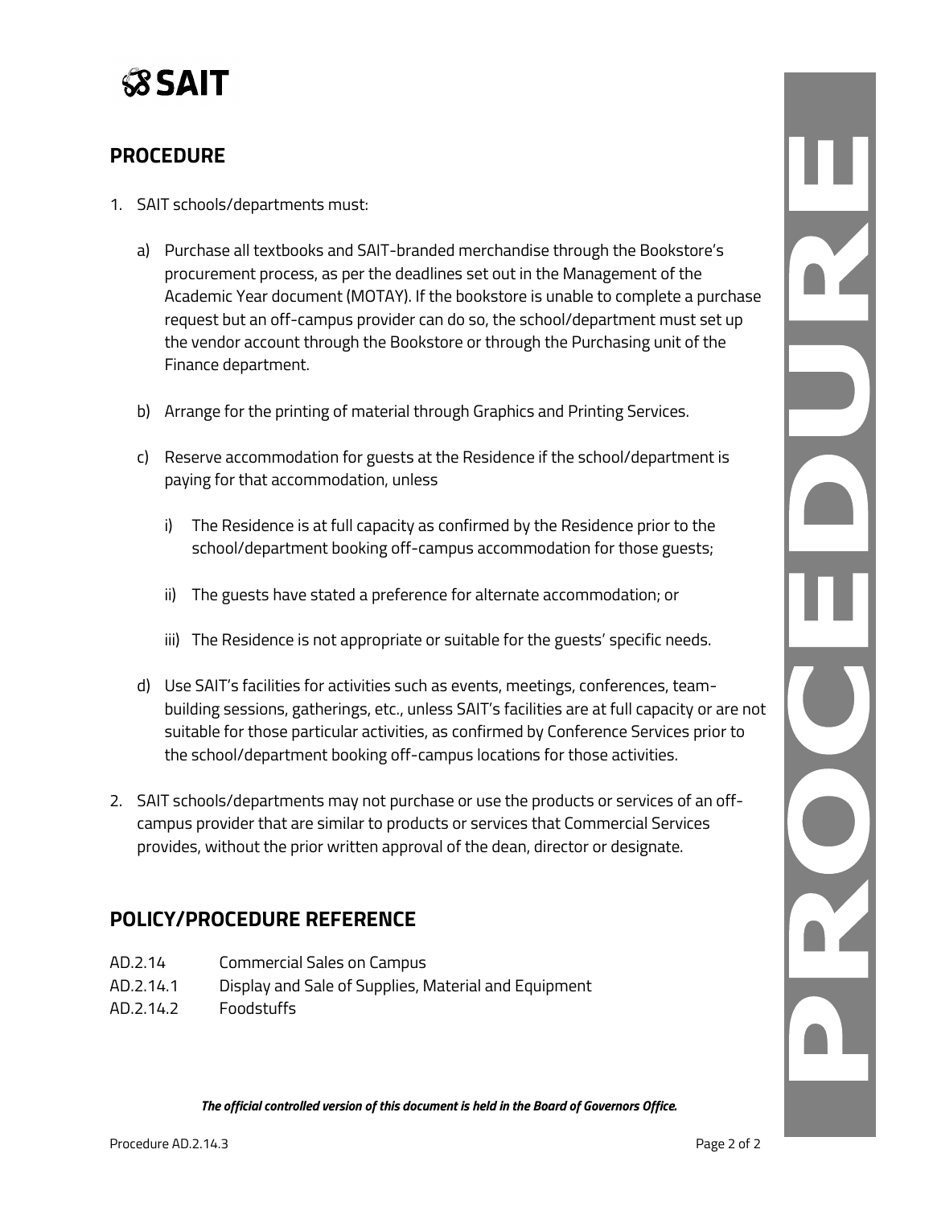## PROCEDURE

1. SAIT schools/departments must:

   a) Purchase all textbooks and SAIT-branded merchandise through the Bookstore's procurement process, as per the deadlines set out in the Management of the Academic Year document (MOTAY). If the bookstore is unable to complete a purchase request but an off-campus provider can do so, the school/department must set up the vendor account through the Bookstore or through the Purchasing unit of the Finance department.

   b) Arrange for the printing of material through Graphics and Printing Services.

   c) Reserve accommodation for guests at the Residence if the school/department is paying for that accommodation, unless

      i) The Residence is at full capacity as confirmed by the Residence prior to the school/department booking off-campus accommodation for those guests;

      ii) The guests have stated a preference for alternate accommodation; or

      iii) The Residence is not appropriate or suitable for the guests' specific needs.

   d) Use SAIT's facilities for activities such as events, meetings, conferences, team-building sessions, gatherings, etc., unless SAIT's facilities are at full capacity or are not suitable for those particular activities, as confirmed by Conference Services prior to the school/department booking off-campus locations for those activities.

2. SAIT schools/departments may not purchase or use the products or services of an off-campus provider that are similar to products or services that Commercial Services provides, without the prior written approval of the dean, director or designate.

## POLICY/PROCEDURE REFERENCE

| | |
|---|---|
| AD.2.14 | Commercial Sales on Campus |
| AD.2.14.1 | Display and Sale of Supplies, Material and Equipment |
| AD.2.14.2 | Foodstuffs |

***The official controlled version of this document is held in the Board of Governors Office.***